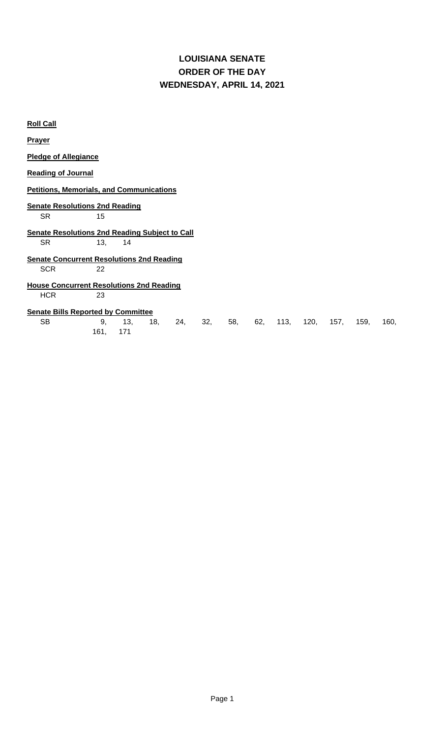# LOUISIANA SENATE
# ORDER OF THE DAY
# WEDNESDAY, APRIL 14, 2021

**Roll Call**

**Prayer**

**Pledge of Allegiance**

**Reading of Journal**

**Petitions, Memorials, and Communications**

**Senate Resolutions 2nd Reading**

SR 15

**Senate Resolutions 2nd Reading Subject to Call**

SR 13, 14

**Senate Concurrent Resolutions 2nd Reading**

SCR 22

**House Concurrent Resolutions 2nd Reading**

HCR 23

**Senate Bills Reported by Committee**

SB 9, 13, 18, 24, 32, 58, 62, 113, 120, 157, 159, 160, 161, 171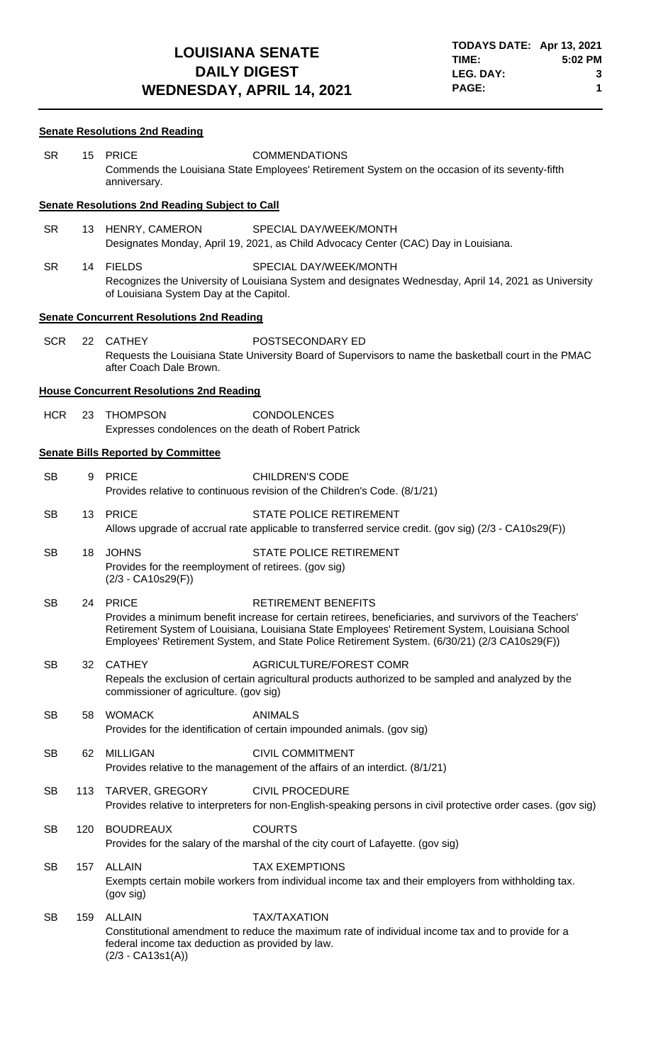# LOUISIANA SENATE DAILY DIGEST
## WEDNESDAY, APRIL 14, 2021

**TODAYS DATE:** Apr 13, 2021
**TIME:** 5:02 PM
**LEG. DAY:** 3

### Senate Resolutions 2nd Reading

**SR 15** PRICE — COMMENDATIONS
Commends the Louisiana State Employees' Retirement System on the occasion of its seventy-fifth anniversary.

### Senate Resolutions 2nd Reading Subject to Call

**SR 13** HENRY, CAMERON — SPECIAL DAY/WEEK/MONTH
Designates Monday, April 19, 2021, as Child Advocacy Center (CAC) Day in Louisiana.

**SR 14** FIELDS — SPECIAL DAY/WEEK/MONTH
Recognizes the University of Louisiana System and designates Wednesday, April 14, 2021 as University of Louisiana System Day at the Capitol.

### Senate Concurrent Resolutions 2nd Reading

**SCR 22** CATHEY — POSTSECONDARY ED
Requests the Louisiana State University Board of Supervisors to name the basketball court in the PMAC after Coach Dale Brown.

### House Concurrent Resolutions 2nd Reading

**HCR 23** THOMPSON — CONDOLENCES
Expresses condolences on the death of Robert Patrick

### Senate Bills Reported by Committee

**SB 9** PRICE — CHILDREN'S CODE
Provides relative to continuous revision of the Children's Code. (8/1/21)

**SB 13** PRICE — STATE POLICE RETIREMENT
Allows upgrade of accrual rate applicable to transferred service credit. (gov sig) (2/3 - CA10s29(F))

**SB 18** JOHNS — STATE POLICE RETIREMENT
Provides for the reemployment of retirees. (gov sig)
(2/3 - CA10s29(F))

**SB 24** PRICE — RETIREMENT BENEFITS
Provides a minimum benefit increase for certain retirees, beneficiaries, and survivors of the Teachers' Retirement System of Louisiana, Louisiana State Employees' Retirement System, Louisiana School Employees' Retirement System, and State Police Retirement System. (6/30/21) (2/3 CA10s29(F))

**SB 32** CATHEY — AGRICULTURE/FOREST COMR
Repeals the exclusion of certain agricultural products authorized to be sampled and analyzed by the commissioner of agriculture. (gov sig)

**SB 58** WOMACK — ANIMALS
Provides for the identification of certain impounded animals. (gov sig)

**SB 62** MILLIGAN — CIVIL COMMITMENT
Provides relative to the management of the affairs of an interdict. (8/1/21)

**SB 113** TARVER, GREGORY — CIVIL PROCEDURE
Provides relative to interpreters for non-English-speaking persons in civil protective order cases. (gov sig)

**SB 120** BOUDREAUX — COURTS
Provides for the salary of the marshal of the city court of Lafayette. (gov sig)

**SB 157** ALLAIN — TAX EXEMPTIONS
Exempts certain mobile workers from individual income tax and their employers from withholding tax. (gov sig)

**SB 159** ALLAIN — TAX/TAXATION
Constitutional amendment to reduce the maximum rate of individual income tax and to provide for a federal income tax deduction as provided by law.
(2/3 - CA13s1(A))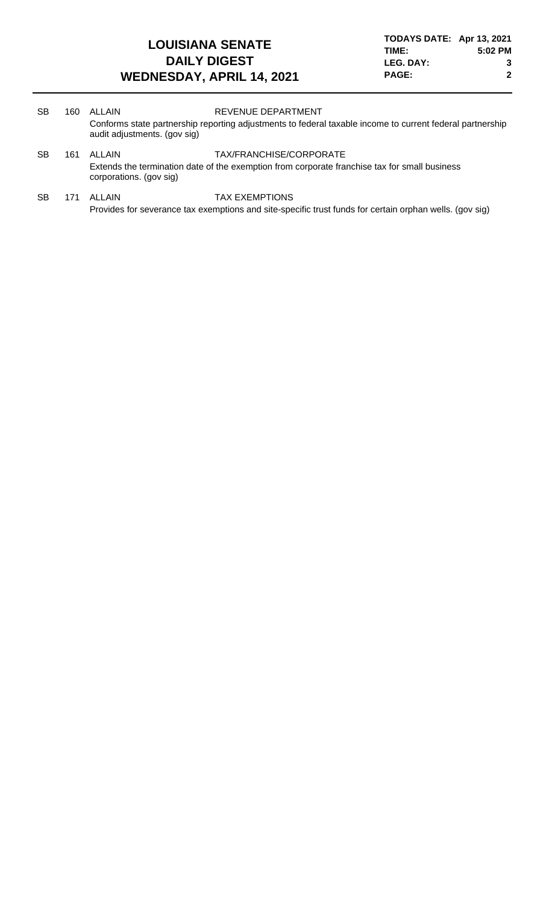SB 160 ALLAIN REVENUE DEPARTMENT

Conforms state partnership reporting adjustments to federal taxable income to current federal partnership audit adjustments. (gov sig)

SB 161 ALLAIN TAX/FRANCHISE/CORPORATE

Extends the termination date of the exemption from corporate franchise tax for small business corporations. (gov sig)

SB 171 ALLAIN TAX EXEMPTIONS

Provides for severance tax exemptions and site-specific trust funds for certain orphan wells. (gov sig)